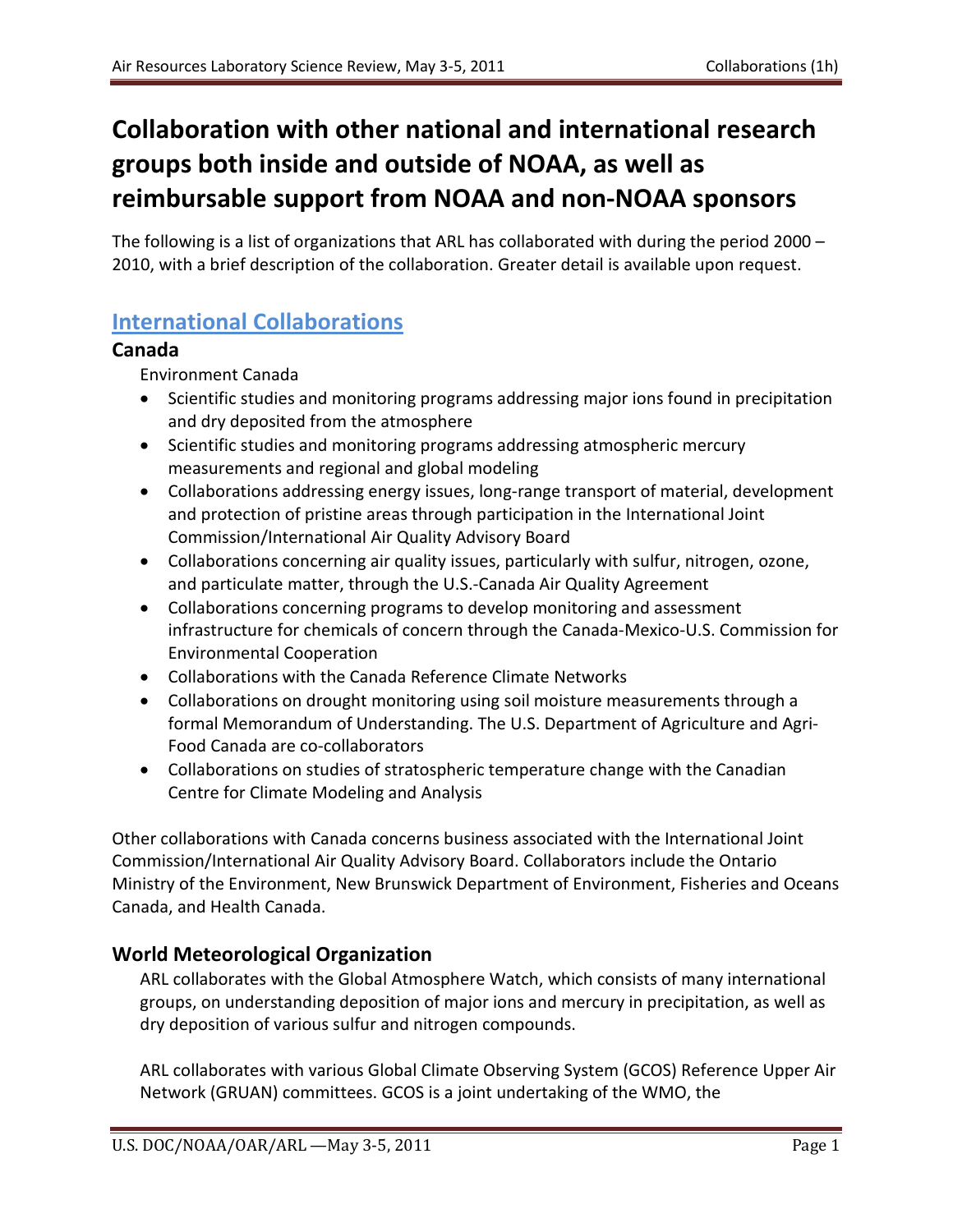# Collaboration with other national and international research groups both inside and outside of NOAA, as well as reimbursable support from NOAA and non-NOAA sponsors

The following is a list of organizations that ARL has collaborated with during the period 2000 – 2010, with a brief description of the collaboration. Greater detail is available upon request.

## International Collaborations

### Canada

Environment Canada

- Scientific studies and monitoring programs addressing major ions found in precipitation and dry deposited from the atmosphere
- Scientific studies and monitoring programs addressing atmospheric mercury measurements and regional and global modeling
- Collaborations addressing energy issues, long-range transport of material, development and protection of pristine areas through participation in the International Joint Commission/International Air Quality Advisory Board
- Collaborations concerning air quality issues, particularly with sulfur, nitrogen, ozone, and particulate matter, through the U.S.-Canada Air Quality Agreement
- Collaborations concerning programs to develop monitoring and assessment infrastructure for chemicals of concern through the Canada-Mexico-U.S. Commission for Environmental Cooperation
- Collaborations with the Canada Reference Climate Networks
- Collaborations on drought monitoring using soil moisture measurements through a formal Memorandum of Understanding. The U.S. Department of Agriculture and Agri-Food Canada are co-collaborators
- Collaborations on studies of stratospheric temperature change with the Canadian Centre for Climate Modeling and Analysis

Other collaborations with Canada concerns business associated with the International Joint Commission/International Air Quality Advisory Board. Collaborators include the Ontario Ministry of the Environment, New Brunswick Department of Environment, Fisheries and Oceans Canada, and Health Canada.

### World Meteorological Organization

ARL collaborates with the Global Atmosphere Watch, which consists of many international groups, on understanding deposition of major ions and mercury in precipitation, as well as dry deposition of various sulfur and nitrogen compounds.

ARL collaborates with various Global Climate Observing System (GCOS) Reference Upper Air Network (GRUAN) committees. GCOS is a joint undertaking of the WMO, the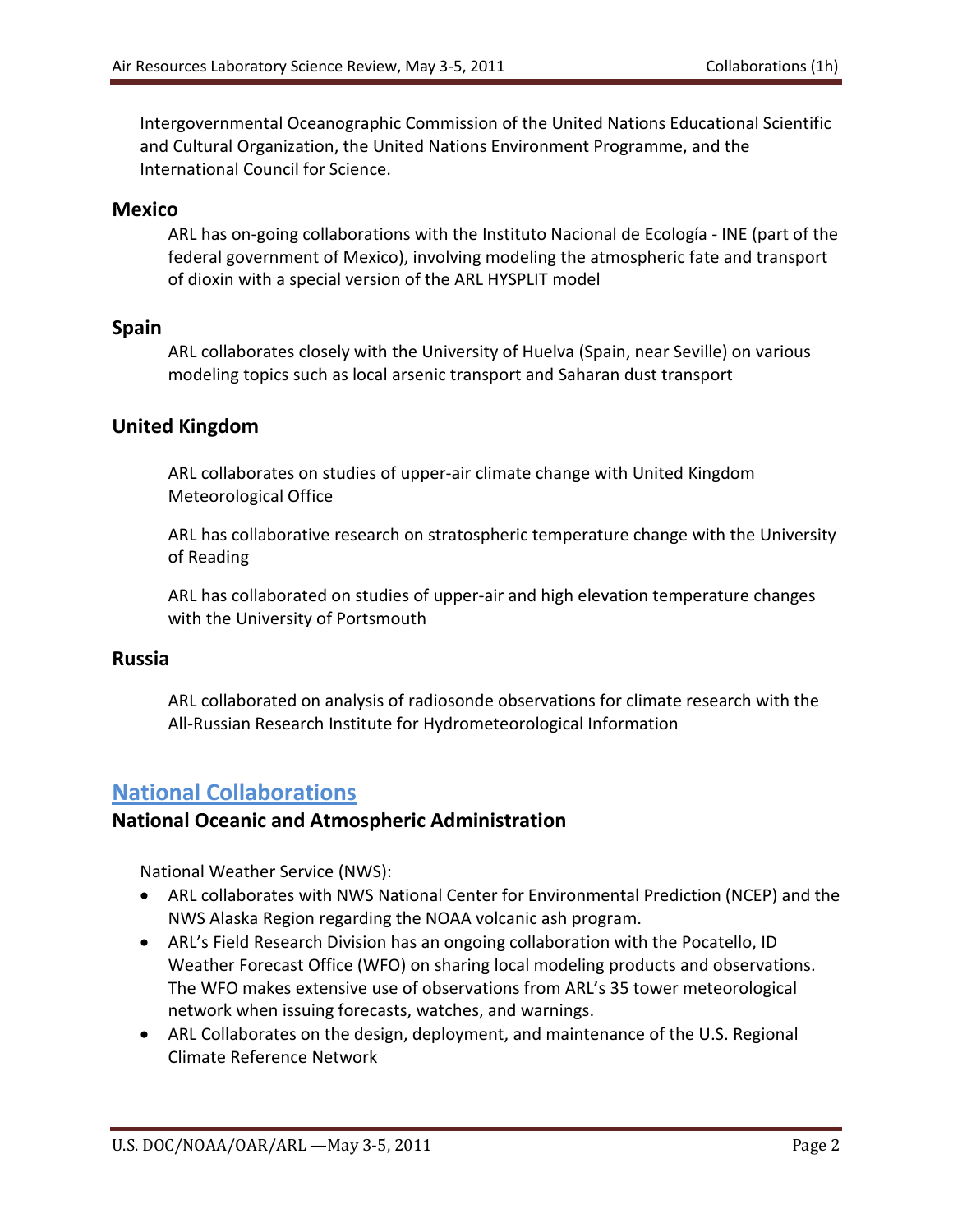Intergovernmental Oceanographic Commission of the United Nations Educational Scientific and Cultural Organization, the United Nations Environment Programme, and the International Council for Science.

### Mexico

ARL has on-going collaborations with the Instituto Nacional de Ecología - INE (part of the federal government of Mexico), involving modeling the atmospheric fate and transport of dioxin with a special version of the ARL HYSPLIT model

### Spain

ARL collaborates closely with the University of Huelva (Spain, near Seville) on various modeling topics such as local arsenic transport and Saharan dust transport

### United Kingdom

ARL collaborates on studies of upper-air climate change with United Kingdom Meteorological Office

ARL has collaborative research on stratospheric temperature change with the University of Reading

ARL has collaborated on studies of upper-air and high elevation temperature changes with the University of Portsmouth

### Russia

ARL collaborated on analysis of radiosonde observations for climate research with the All-Russian Research Institute for Hydrometeorological Information

## National Collaborations

### National Oceanic and Atmospheric Administration

National Weather Service (NWS):

- ARL collaborates with NWS National Center for Environmental Prediction (NCEP) and the NWS Alaska Region regarding the NOAA volcanic ash program.
- ARL's Field Research Division has an ongoing collaboration with the Pocatello, ID Weather Forecast Office (WFO) on sharing local modeling products and observations. The WFO makes extensive use of observations from ARL's 35 tower meteorological network when issuing forecasts, watches, and warnings.
- ARL Collaborates on the design, deployment, and maintenance of the U.S. Regional Climate Reference Network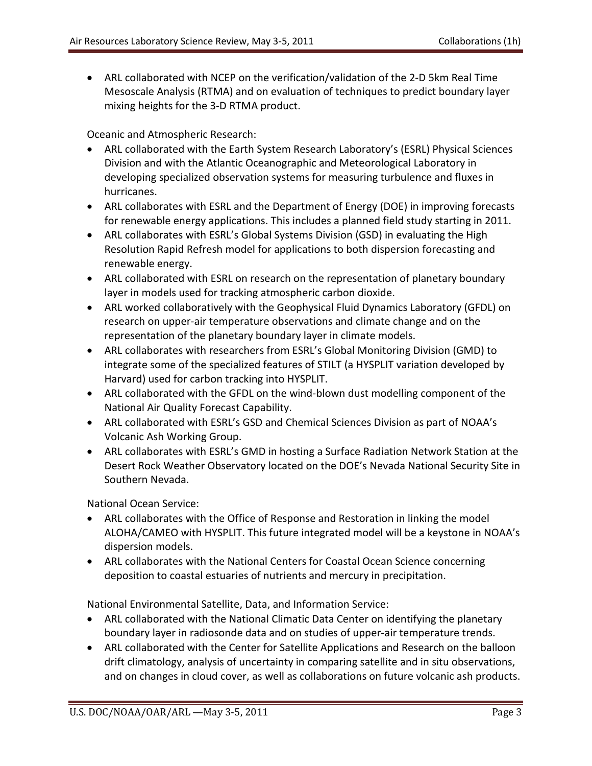- ARL collaborated with NCEP on the verification/validation of the 2-D 5km Real Time Mesoscale Analysis (RTMA) and on evaluation of techniques to predict boundary layer mixing heights for the 3-D RTMA product.

Oceanic and Atmospheric Research:

- ARL collaborated with the Earth System Research Laboratory's (ESRL) Physical Sciences Division and with the Atlantic Oceanographic and Meteorological Laboratory in developing specialized observation systems for measuring turbulence and fluxes in hurricanes.
- ARL collaborates with ESRL and the Department of Energy (DOE) in improving forecasts for renewable energy applications. This includes a planned field study starting in 2011.
- ARL collaborates with ESRL's Global Systems Division (GSD) in evaluating the High Resolution Rapid Refresh model for applications to both dispersion forecasting and renewable energy.
- ARL collaborated with ESRL on research on the representation of planetary boundary layer in models used for tracking atmospheric carbon dioxide.
- ARL worked collaboratively with the Geophysical Fluid Dynamics Laboratory (GFDL) on research on upper-air temperature observations and climate change and on the representation of the planetary boundary layer in climate models.
- ARL collaborates with researchers from ESRL's Global Monitoring Division (GMD) to integrate some of the specialized features of STILT (a HYSPLIT variation developed by Harvard) used for carbon tracking into HYSPLIT.
- ARL collaborated with the GFDL on the wind-blown dust modelling component of the National Air Quality Forecast Capability.
- ARL collaborated with ESRL's GSD and Chemical Sciences Division as part of NOAA's Volcanic Ash Working Group.
- ARL collaborates with ESRL's GMD in hosting a Surface Radiation Network Station at the Desert Rock Weather Observatory located on the DOE's Nevada National Security Site in Southern Nevada.

National Ocean Service:

- ARL collaborates with the Office of Response and Restoration in linking the model ALOHA/CAMEO with HYSPLIT. This future integrated model will be a keystone in NOAA's dispersion models.
- ARL collaborates with the National Centers for Coastal Ocean Science concerning deposition to coastal estuaries of nutrients and mercury in precipitation.

National Environmental Satellite, Data, and Information Service:

- ARL collaborated with the National Climatic Data Center on identifying the planetary boundary layer in radiosonde data and on studies of upper-air temperature trends.
- ARL collaborated with the Center for Satellite Applications and Research on the balloon drift climatology, analysis of uncertainty in comparing satellite and in situ observations, and on changes in cloud cover, as well as collaborations on future volcanic ash products.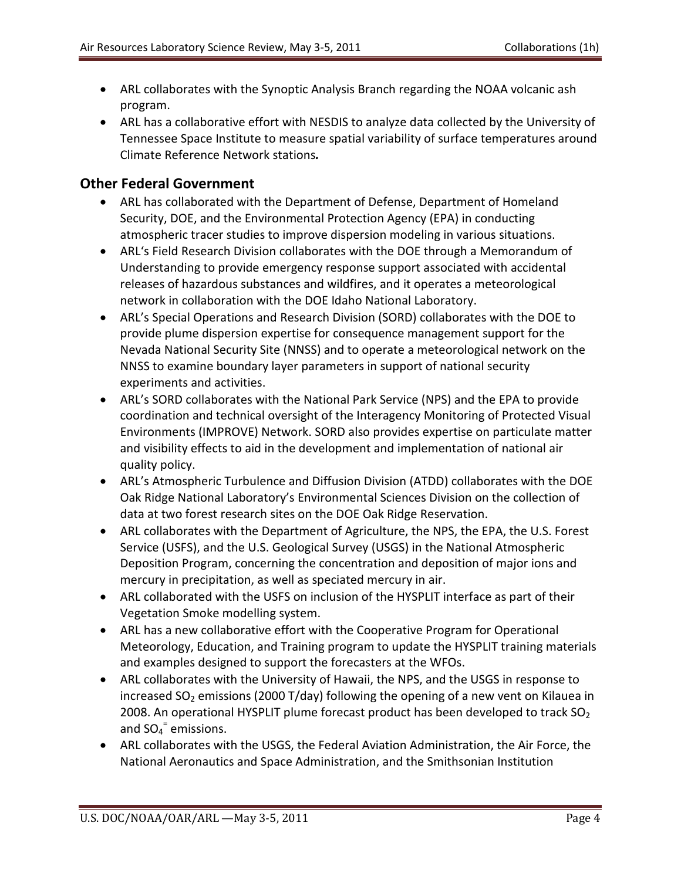- ARL collaborates with the Synoptic Analysis Branch regarding the NOAA volcanic ash program.
- ARL has a collaborative effort with NESDIS to analyze data collected by the University of Tennessee Space Institute to measure spatial variability of surface temperatures around Climate Reference Network stations*.*

## Other Federal Government

- ARL has collaborated with the Department of Defense, Department of Homeland Security, DOE, and the Environmental Protection Agency (EPA) in conducting atmospheric tracer studies to improve dispersion modeling in various situations.
- ARL's Field Research Division collaborates with the DOE through a Memorandum of Understanding to provide emergency response support associated with accidental releases of hazardous substances and wildfires, and it operates a meteorological network in collaboration with the DOE Idaho National Laboratory.
- ARL's Special Operations and Research Division (SORD) collaborates with the DOE to provide plume dispersion expertise for consequence management support for the Nevada National Security Site (NNSS) and to operate a meteorological network on the NNSS to examine boundary layer parameters in support of national security experiments and activities.
- ARL's SORD collaborates with the National Park Service (NPS) and the EPA to provide coordination and technical oversight of the Interagency Monitoring of Protected Visual Environments (IMPROVE) Network. SORD also provides expertise on particulate matter and visibility effects to aid in the development and implementation of national air quality policy.
- ARL's Atmospheric Turbulence and Diffusion Division (ATDD) collaborates with the DOE Oak Ridge National Laboratory's Environmental Sciences Division on the collection of data at two forest research sites on the DOE Oak Ridge Reservation.
- ARL collaborates with the Department of Agriculture, the NPS, the EPA, the U.S. Forest Service (USFS), and the U.S. Geological Survey (USGS) in the National Atmospheric Deposition Program, concerning the concentration and deposition of major ions and mercury in precipitation, as well as speciated mercury in air.
- ARL collaborated with the USFS on inclusion of the HYSPLIT interface as part of their Vegetation Smoke modelling system.
- ARL has a new collaborative effort with the Cooperative Program for Operational Meteorology, Education, and Training program to update the HYSPLIT training materials and examples designed to support the forecasters at the WFOs.
- ARL collaborates with the University of Hawaii, the NPS, and the USGS in response to increased $SO_2$ emissions (2000 T/day) following the opening of a new vent on Kilauea in 2008. An operational HYSPLIT plume forecast product has been developed to track $SO_2$ and $SO_4^{=}$ emissions.
- ARL collaborates with the USGS, the Federal Aviation Administration, the Air Force, the National Aeronautics and Space Administration, and the Smithsonian Institution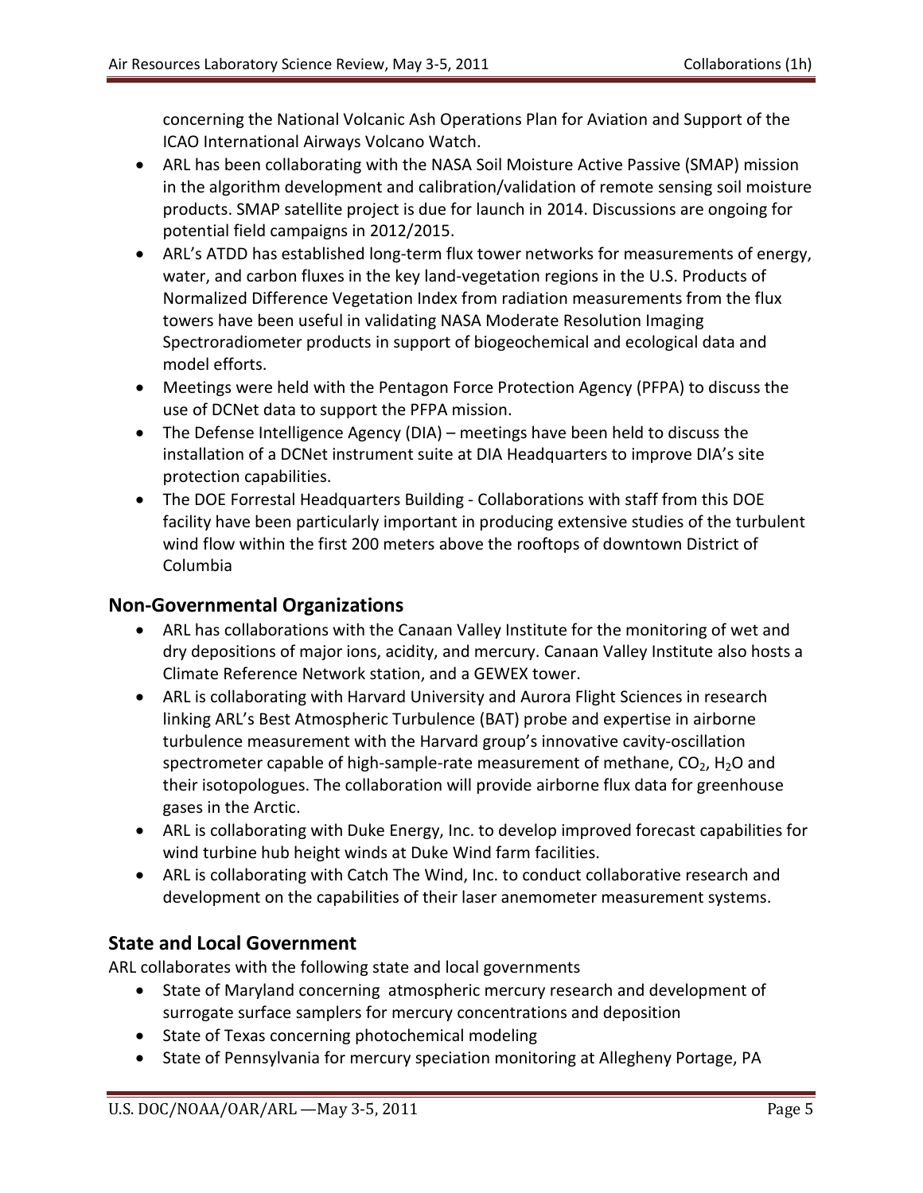concerning the National Volcanic Ash Operations Plan for Aviation and Support of the ICAO International Airways Volcano Watch.

- ARL has been collaborating with the NASA Soil Moisture Active Passive (SMAP) mission in the algorithm development and calibration/validation of remote sensing soil moisture products. SMAP satellite project is due for launch in 2014. Discussions are ongoing for potential field campaigns in 2012/2015.
- ARL's ATDD has established long-term flux tower networks for measurements of energy, water, and carbon fluxes in the key land-vegetation regions in the U.S. Products of Normalized Difference Vegetation Index from radiation measurements from the flux towers have been useful in validating NASA Moderate Resolution Imaging Spectroradiometer products in support of biogeochemical and ecological data and model efforts.
- Meetings were held with the Pentagon Force Protection Agency (PFPA) to discuss the use of DCNet data to support the PFPA mission.
- The Defense Intelligence Agency (DIA) – meetings have been held to discuss the installation of a DCNet instrument suite at DIA Headquarters to improve DIA's site protection capabilities.
- The DOE Forrestal Headquarters Building - Collaborations with staff from this DOE facility have been particularly important in producing extensive studies of the turbulent wind flow within the first 200 meters above the rooftops of downtown District of Columbia

## Non-Governmental Organizations

- ARL has collaborations with the Canaan Valley Institute for the monitoring of wet and dry depositions of major ions, acidity, and mercury. Canaan Valley Institute also hosts a Climate Reference Network station, and a GEWEX tower.
- ARL is collaborating with Harvard University and Aurora Flight Sciences in research linking ARL's Best Atmospheric Turbulence (BAT) probe and expertise in airborne turbulence measurement with the Harvard group's innovative cavity-oscillation spectrometer capable of high-sample-rate measurement of methane, $CO_2$, $H_2O$ and their isotopologues. The collaboration will provide airborne flux data for greenhouse gases in the Arctic.
- ARL is collaborating with Duke Energy, Inc. to develop improved forecast capabilities for wind turbine hub height winds at Duke Wind farm facilities.
- ARL is collaborating with Catch The Wind, Inc. to conduct collaborative research and development on the capabilities of their laser anemometer measurement systems.

## State and Local Government

ARL collaborates with the following state and local governments

- State of Maryland concerning atmospheric mercury research and development of surrogate surface samplers for mercury concentrations and deposition
- State of Texas concerning photochemical modeling
- State of Pennsylvania for mercury speciation monitoring at Allegheny Portage, PA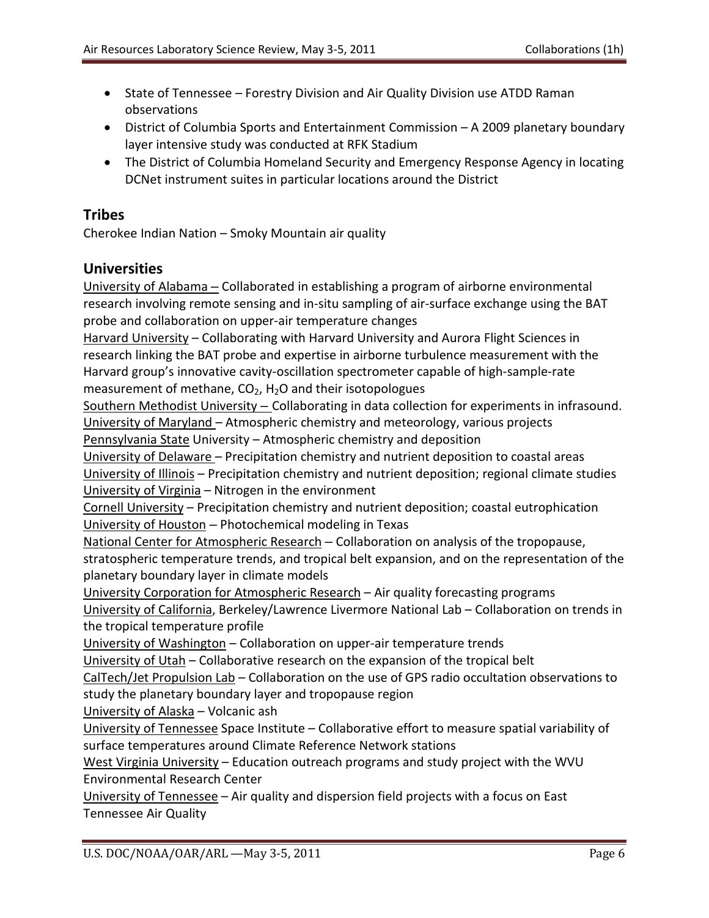- State of Tennessee – Forestry Division and Air Quality Division use ATDD Raman observations
- District of Columbia Sports and Entertainment Commission – A 2009 planetary boundary layer intensive study was conducted at RFK Stadium
- The District of Columbia Homeland Security and Emergency Response Agency in locating DCNet instrument suites in particular locations around the District

## Tribes

Cherokee Indian Nation – Smoky Mountain air quality

## Universities

University of Alabama – Collaborated in establishing a program of airborne environmental research involving remote sensing and in-situ sampling of air-surface exchange using the BAT probe and collaboration on upper-air temperature changes

Harvard University – Collaborating with Harvard University and Aurora Flight Sciences in research linking the BAT probe and expertise in airborne turbulence measurement with the Harvard group's innovative cavity-oscillation spectrometer capable of high-sample-rate measurement of methane, $CO_2$, $H_2O$ and their isotopologues

Southern Methodist University – Collaborating in data collection for experiments in infrasound.

University of Maryland – Atmospheric chemistry and meteorology, various projects

Pennsylvania State University – Atmospheric chemistry and deposition

University of Delaware – Precipitation chemistry and nutrient deposition to coastal areas

University of Illinois – Precipitation chemistry and nutrient deposition; regional climate studies

University of Virginia – Nitrogen in the environment

Cornell University – Precipitation chemistry and nutrient deposition; coastal eutrophication

University of Houston – Photochemical modeling in Texas

National Center for Atmospheric Research – Collaboration on analysis of the tropopause, stratospheric temperature trends, and tropical belt expansion, and on the representation of the planetary boundary layer in climate models

University Corporation for Atmospheric Research – Air quality forecasting programs

University of California, Berkeley/Lawrence Livermore National Lab – Collaboration on trends in the tropical temperature profile

University of Washington – Collaboration on upper-air temperature trends

University of Utah – Collaborative research on the expansion of the tropical belt

CalTech/Jet Propulsion Lab – Collaboration on the use of GPS radio occultation observations to study the planetary boundary layer and tropopause region

University of Alaska – Volcanic ash

University of Tennessee Space Institute – Collaborative effort to measure spatial variability of surface temperatures around Climate Reference Network stations

West Virginia University – Education outreach programs and study project with the WVU Environmental Research Center

University of Tennessee – Air quality and dispersion field projects with a focus on East Tennessee Air Quality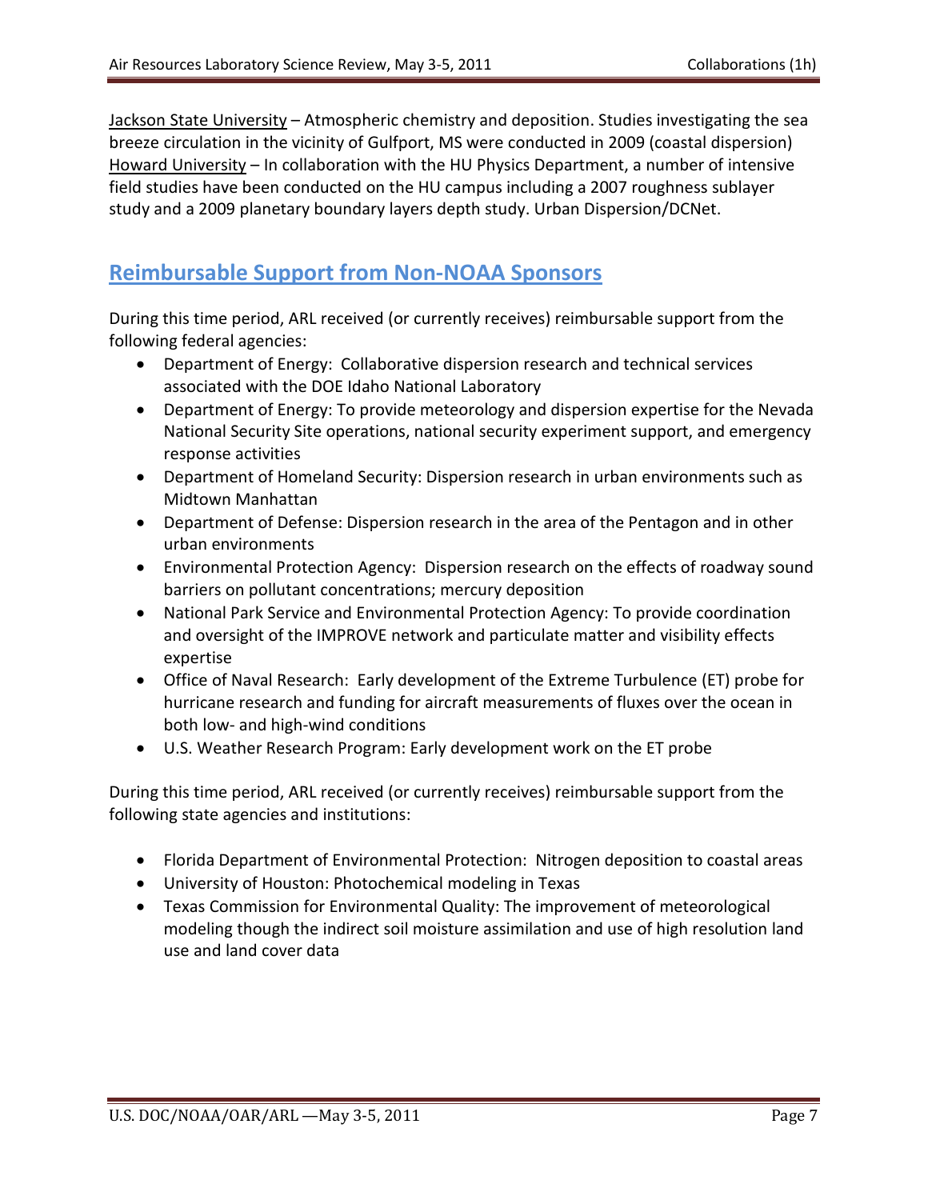Jackson State University – Atmospheric chemistry and deposition. Studies investigating the sea breeze circulation in the vicinity of Gulfport, MS were conducted in 2009 (coastal dispersion)
Howard University – In collaboration with the HU Physics Department, a number of intensive field studies have been conducted on the HU campus including a 2007 roughness sublayer study and a 2009 planetary boundary layers depth study. Urban Dispersion/DCNet.

## Reimbursable Support from Non-NOAA Sponsors

During this time period, ARL received (or currently receives) reimbursable support from the following federal agencies:

- Department of Energy: Collaborative dispersion research and technical services associated with the DOE Idaho National Laboratory
- Department of Energy: To provide meteorology and dispersion expertise for the Nevada National Security Site operations, national security experiment support, and emergency response activities
- Department of Homeland Security: Dispersion research in urban environments such as Midtown Manhattan
- Department of Defense: Dispersion research in the area of the Pentagon and in other urban environments
- Environmental Protection Agency: Dispersion research on the effects of roadway sound barriers on pollutant concentrations; mercury deposition
- National Park Service and Environmental Protection Agency: To provide coordination and oversight of the IMPROVE network and particulate matter and visibility effects expertise
- Office of Naval Research: Early development of the Extreme Turbulence (ET) probe for hurricane research and funding for aircraft measurements of fluxes over the ocean in both low- and high-wind conditions
- U.S. Weather Research Program: Early development work on the ET probe

During this time period, ARL received (or currently receives) reimbursable support from the following state agencies and institutions:

- Florida Department of Environmental Protection: Nitrogen deposition to coastal areas
- University of Houston: Photochemical modeling in Texas
- Texas Commission for Environmental Quality: The improvement of meteorological modeling though the indirect soil moisture assimilation and use of high resolution land use and land cover data